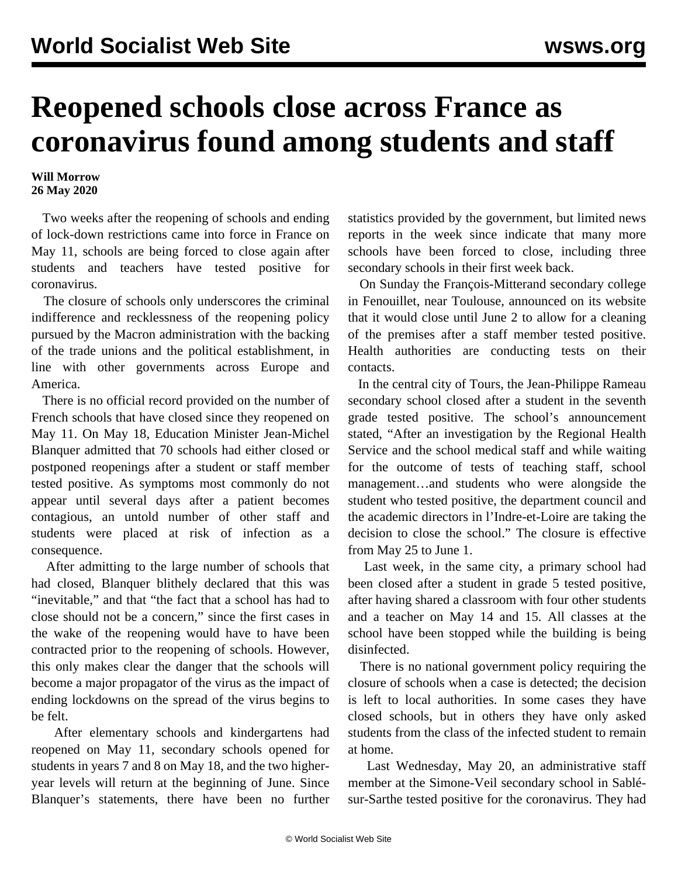# Reopened schools close across France as coronavirus found among students and staff

**Will Morrow**
**26 May 2020**

Two weeks after the reopening of schools and ending of lock-down restrictions came into force in France on May 11, schools are being forced to close again after students and teachers have tested positive for coronavirus.

The closure of schools only underscores the criminal indifference and recklessness of the reopening policy pursued by the Macron administration with the backing of the trade unions and the political establishment, in line with other governments across Europe and America.

There is no official record provided on the number of French schools that have closed since they reopened on May 11. On May 18, Education Minister Jean-Michel Blanquer admitted that 70 schools had either closed or postponed reopenings after a student or staff member tested positive. As symptoms most commonly do not appear until several days after a patient becomes contagious, an untold number of other staff and students were placed at risk of infection as a consequence.

After admitting to the large number of schools that had closed, Blanquer blithely declared that this was "inevitable," and that "the fact that a school has had to close should not be a concern," since the first cases in the wake of the reopening would have to have been contracted prior to the reopening of schools. However, this only makes clear the danger that the schools will become a major propagator of the virus as the impact of ending lockdowns on the spread of the virus begins to be felt.

After elementary schools and kindergartens had reopened on May 11, secondary schools opened for students in years 7 and 8 on May 18, and the two higher-year levels will return at the beginning of June. Since Blanquer's statements, there have been no further statistics provided by the government, but limited news reports in the week since indicate that many more schools have been forced to close, including three secondary schools in their first week back.

On Sunday the François-Mitterand secondary college in Fenouillet, near Toulouse, announced on its website that it would close until June 2 to allow for a cleaning of the premises after a staff member tested positive. Health authorities are conducting tests on their contacts.

In the central city of Tours, the Jean-Philippe Rameau secondary school closed after a student in the seventh grade tested positive. The school's announcement stated, "After an investigation by the Regional Health Service and the school medical staff and while waiting for the outcome of tests of teaching staff, school management…and students who were alongside the student who tested positive, the department council and the academic directors in l'Indre-et-Loire are taking the decision to close the school." The closure is effective from May 25 to June 1.

Last week, in the same city, a primary school had been closed after a student in grade 5 tested positive, after having shared a classroom with four other students and a teacher on May 14 and 15. All classes at the school have been stopped while the building is being disinfected.

There is no national government policy requiring the closure of schools when a case is detected; the decision is left to local authorities. In some cases they have closed schools, but in others they have only asked students from the class of the infected student to remain at home.

Last Wednesday, May 20, an administrative staff member at the Simone-Veil secondary school in Sablé-sur-Sarthe tested positive for the coronavirus. They had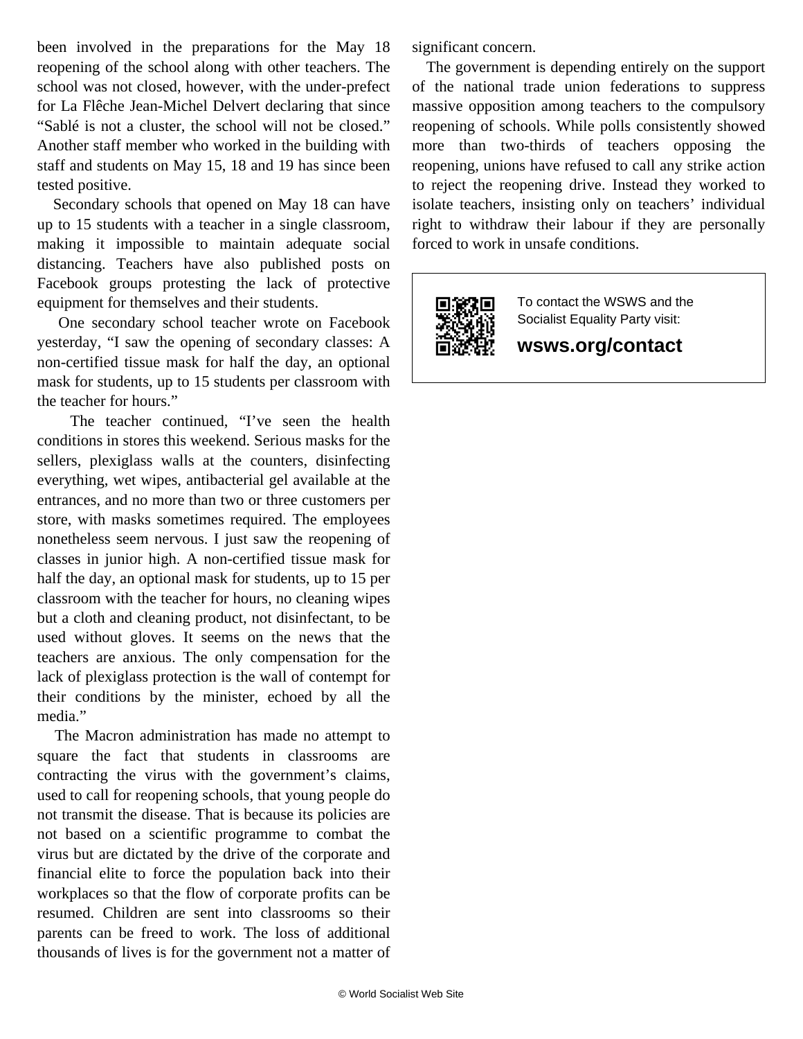been involved in the preparations for the May 18 reopening of the school along with other teachers. The school was not closed, however, with the under-prefect for La Flêche Jean-Michel Delvert declaring that since “Sablé is not a cluster, the school will not be closed.” Another staff member who worked in the building with staff and students on May 15, 18 and 19 has since been tested positive.

Secondary schools that opened on May 18 can have up to 15 students with a teacher in a single classroom, making it impossible to maintain adequate social distancing. Teachers have also published posts on Facebook groups protesting the lack of protective equipment for themselves and their students.

One secondary school teacher wrote on Facebook yesterday, “I saw the opening of secondary classes: A non-certified tissue mask for half the day, an optional mask for students, up to 15 students per classroom with the teacher for hours.”

The teacher continued, “I’ve seen the health conditions in stores this weekend. Serious masks for the sellers, plexiglass walls at the counters, disinfecting everything, wet wipes, antibacterial gel available at the entrances, and no more than two or three customers per store, with masks sometimes required. The employees nonetheless seem nervous. I just saw the reopening of classes in junior high. A non-certified tissue mask for half the day, an optional mask for students, up to 15 per classroom with the teacher for hours, no cleaning wipes but a cloth and cleaning product, not disinfectant, to be used without gloves. It seems on the news that the teachers are anxious. The only compensation for the lack of plexiglass protection is the wall of contempt for their conditions by the minister, echoed by all the media.”

The Macron administration has made no attempt to square the fact that students in classrooms are contracting the virus with the government’s claims, used to call for reopening schools, that young people do not transmit the disease. That is because its policies are not based on a scientific programme to combat the virus but are dictated by the drive of the corporate and financial elite to force the population back into their workplaces so that the flow of corporate profits can be resumed. Children are sent into classrooms so their parents can be freed to work. The loss of additional thousands of lives is for the government not a matter of significant concern.

The government is depending entirely on the support of the national trade union federations to suppress massive opposition among teachers to the compulsory reopening of schools. While polls consistently showed more than two-thirds of teachers opposing the reopening, unions have refused to call any strike action to reject the reopening drive. Instead they worked to isolate teachers, insisting only on teachers’ individual right to withdraw their labour if they are personally forced to work in unsafe conditions.

To contact the WSWS and the Socialist Equality Party visit:

**wsws.org/contact**